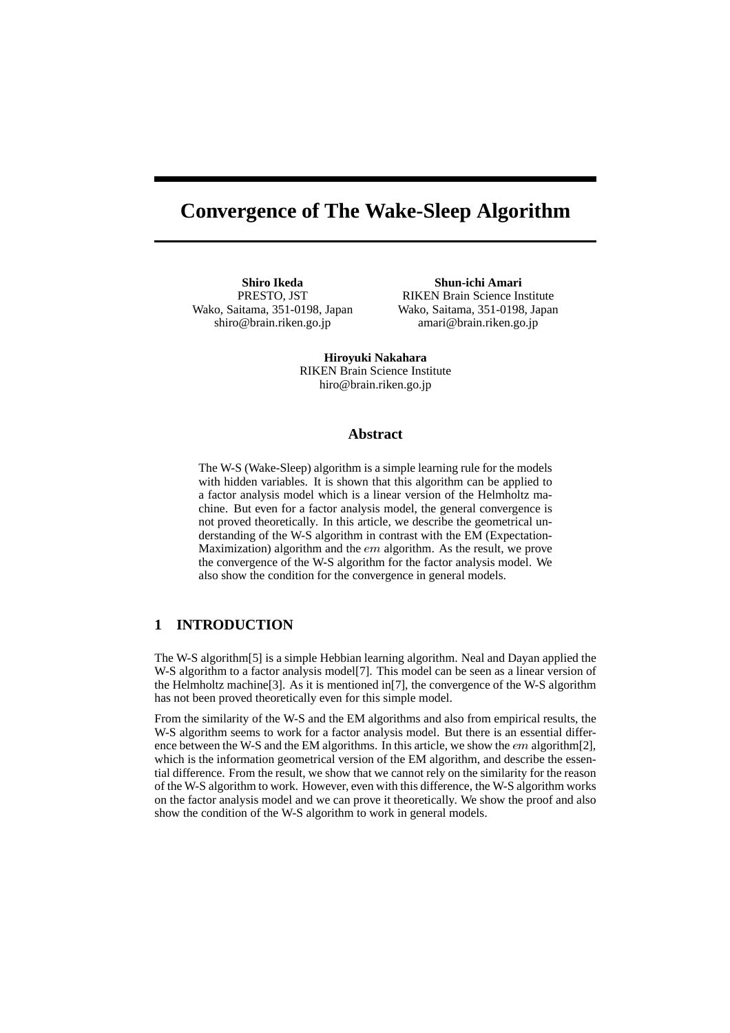# Convergence of The Wake-Sleep Algorithm

**Shiro Ikeda**
PRESTO, JST
Wako, Saitama, 351-0198, Japan
shiro@brain.riken.go.jp

**Shun-ichi Amari**
RIKEN Brain Science Institute
Wako, Saitama, 351-0198, Japan
amari@brain.riken.go.jp

**Hiroyuki Nakahara**
RIKEN Brain Science Institute
hiro@brain.riken.go.jp

## Abstract

The W-S (Wake-Sleep) algorithm is a simple learning rule for the models with hidden variables. It is shown that this algorithm can be applied to a factor analysis model which is a linear version of the Helmholtz machine. But even for a factor analysis model, the general convergence is not proved theoretically. In this article, we describe the geometrical understanding of the W-S algorithm in contrast with the EM (Expectation-Maximization) algorithm and the $em$ algorithm. As the result, we prove the convergence of the W-S algorithm for the factor analysis model. We also show the condition for the convergence in general models.

## 1 INTRODUCTION

The W-S algorithm[5] is a simple Hebbian learning algorithm. Neal and Dayan applied the W-S algorithm to a factor analysis model[7]. This model can be seen as a linear version of the Helmholtz machine[3]. As it is mentioned in[7], the convergence of the W-S algorithm has not been proved theoretically even for this simple model.

From the similarity of the W-S and the EM algorithms and also from empirical results, the W-S algorithm seems to work for a factor analysis model. But there is an essential difference between the W-S and the EM algorithms. In this article, we show the $em$ algorithm[2], which is the information geometrical version of the EM algorithm, and describe the essential difference. From the result, we show that we cannot rely on the similarity for the reason of the W-S algorithm to work. However, even with this difference, the W-S algorithm works on the factor analysis model and we can prove it theoretically. We show the proof and also show the condition of the W-S algorithm to work in general models.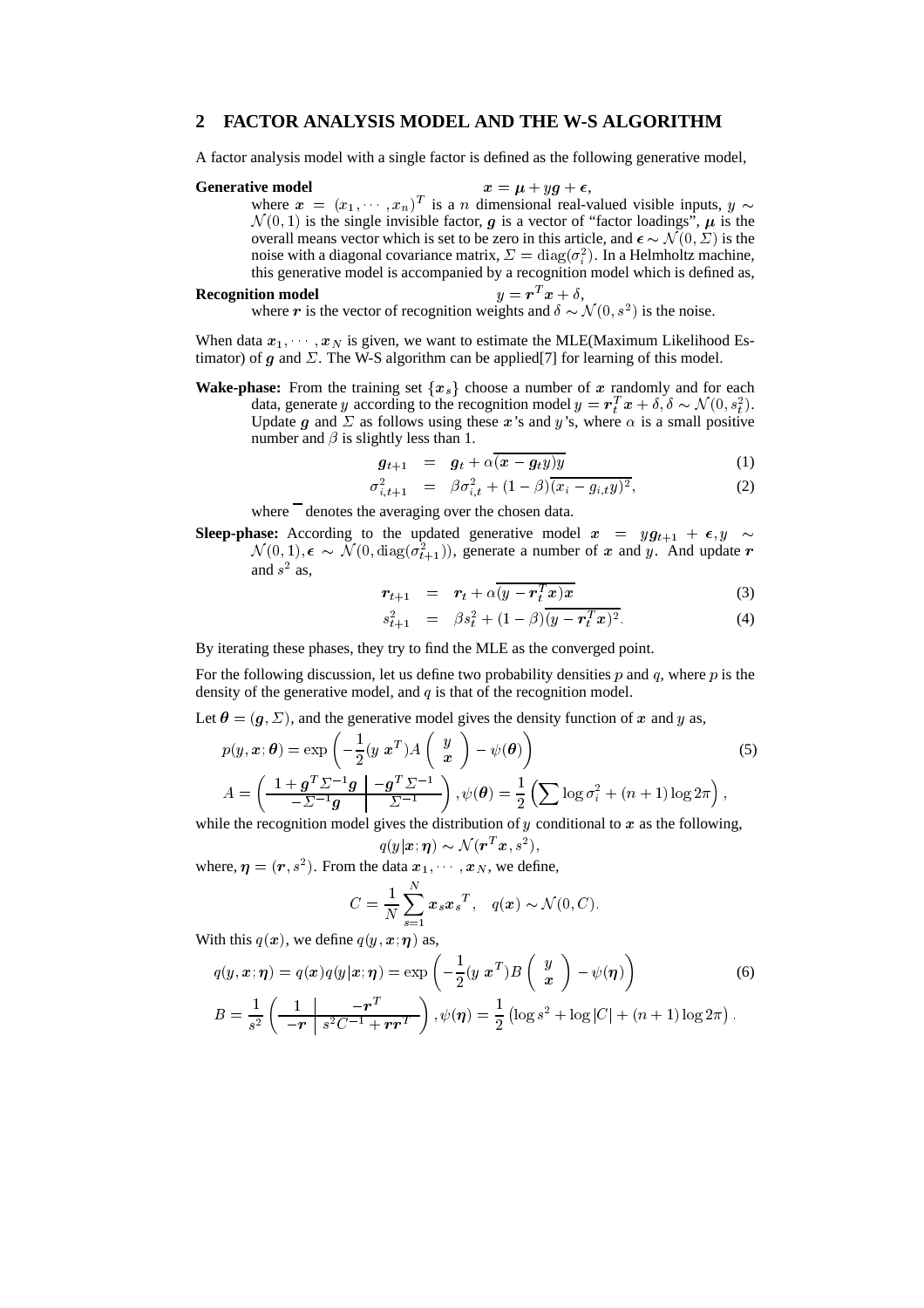## 2 FACTOR ANALYSIS MODEL AND THE W-S ALGORITHM

A factor analysis model with a single factor is defined as the following generative model,

**Generative model** $\qquad \boldsymbol{x} = \boldsymbol{\mu} + y\boldsymbol{g} + \boldsymbol{\epsilon},$

where $\boldsymbol{x} = (x_1, \cdots, x_n)^T$ is a $n$ dimensional real-valued visible inputs, $y \sim \mathcal{N}(0,1)$ is the single invisible factor, $\boldsymbol{g}$ is a vector of "factor loadings", $\boldsymbol{\mu}$ is the overall means vector which is set to be zero in this article, and $\boldsymbol{\epsilon} \sim \mathcal{N}(0, \Sigma)$ is the noise with a diagonal covariance matrix, $\Sigma = \mathrm{diag}(\sigma_i^2)$. In a Helmholtz machine, this generative model is accompanied by a recognition model which is defined as,

**Recognition model** $\qquad y = \boldsymbol{r}^T\boldsymbol{x} + \delta,$

where $\boldsymbol{r}$ is the vector of recognition weights and $\delta \sim \mathcal{N}(0, s^2)$ is the noise.

When data $\boldsymbol{x}_1, \cdots, \boldsymbol{x}_N$ is given, we want to estimate the MLE(Maximum Likelihood Estimator) of $\boldsymbol{g}$ and $\Sigma$. The W-S algorithm can be applied[7] for learning of this model.

**Wake-phase:** From the training set $\{\boldsymbol{x}_s\}$ choose a number of $\boldsymbol{x}$ randomly and for each data, generate $y$ according to the recognition model $y = \boldsymbol{r}_t^T\boldsymbol{x} + \delta, \delta \sim \mathcal{N}(0, s_t^2)$. Update $\boldsymbol{g}$ and $\Sigma$ as follows using these $\boldsymbol{x}$'s and $y$'s, where $\alpha$ is a small positive number and $\beta$ is slightly less than 1.

$$\boldsymbol{g}_{t+1} = \boldsymbol{g}_t + \alpha\overline{(\boldsymbol{x} - \boldsymbol{g}_t y)y} \tag{1}$$

$$\sigma_{i,t+1}^2 = \beta\sigma_{i,t}^2 + (1-\beta)\overline{(x_i - g_{i,t}y)^2}, \tag{2}$$

where $\overline{\phantom{x}}$ denotes the averaging over the chosen data.

**Sleep-phase:** According to the updated generative model $\boldsymbol{x} = y\boldsymbol{g}_{t+1} + \boldsymbol{\epsilon}, y \sim \mathcal{N}(0,1), \boldsymbol{\epsilon} \sim \mathcal{N}(0, \mathrm{diag}(\sigma_{t+1}^2))$, generate a number of $\boldsymbol{x}$ and $y$. And update $\boldsymbol{r}$ and $s^2$ as,

$$\boldsymbol{r}_{t+1} = \boldsymbol{r}_t + \alpha\overline{(y - \boldsymbol{r}_t^T\boldsymbol{x})\boldsymbol{x}} \tag{3}$$

$$s_{t+1}^2 = \beta s_t^2 + (1-\beta)\overline{(y - \boldsymbol{r}_t^T\boldsymbol{x})^2}. \tag{4}$$

By iterating these phases, they try to find the MLE as the converged point.

For the following discussion, let us define two probability densities $p$ and $q$, where $p$ is the density of the generative model, and $q$ is that of the recognition model.

Let $\boldsymbol{\theta} = (\boldsymbol{g}, \Sigma)$, and the generative model gives the density function of $\boldsymbol{x}$ and $y$ as,

$$p(y, \boldsymbol{x}; \boldsymbol{\theta}) = \exp\left(-\frac{1}{2}(y \ \boldsymbol{x}^T)A\begin{pmatrix} y \\ \boldsymbol{x} \end{pmatrix} - \psi(\boldsymbol{\theta})\right) \tag{5}$$

$$A = \left(\begin{array}{c|c} 1 + \boldsymbol{g}^T\Sigma^{-1}\boldsymbol{g} & -\boldsymbol{g}^T\Sigma^{-1} \\ \hline -\Sigma^{-1}\boldsymbol{g} & \Sigma^{-1} \end{array}\right), \psi(\boldsymbol{\theta}) = \frac{1}{2}\left(\sum \log\sigma_i^2 + (n+1)\log 2\pi\right),$$

while the recognition model gives the distribution of $y$ conditional to $\boldsymbol{x}$ as the following,

$$q(y|\boldsymbol{x}; \boldsymbol{\eta}) \sim \mathcal{N}(\boldsymbol{r}^T\boldsymbol{x}, s^2),$$

where, $\boldsymbol{\eta} = (\boldsymbol{r}, s^2)$. From the data $\boldsymbol{x}_1, \cdots, \boldsymbol{x}_N$, we define,

$$C = \frac{1}{N}\sum_{s=1}^{N} \boldsymbol{x}_s\boldsymbol{x}_s^T, \quad q(\boldsymbol{x}) \sim \mathcal{N}(0, C).$$

With this $q(\boldsymbol{x})$, we define $q(y, \boldsymbol{x}; \boldsymbol{\eta})$ as,

$$q(y, \boldsymbol{x}; \boldsymbol{\eta}) = q(\boldsymbol{x})q(y|\boldsymbol{x}; \boldsymbol{\eta}) = \exp\left(-\frac{1}{2}(y \ \boldsymbol{x}^T)B\begin{pmatrix} y \\ \boldsymbol{x} \end{pmatrix} - \psi(\boldsymbol{\eta})\right) \tag{6}$$

$$B = \frac{1}{s^2}\left(\begin{array}{c|c} 1 & -\boldsymbol{r}^T \\ \hline -\boldsymbol{r} & s^2C^{-1} + \boldsymbol{r}\boldsymbol{r}^T \end{array}\right), \psi(\boldsymbol{\eta}) = \frac{1}{2}\left(\log s^2 + \log|C| + (n+1)\log 2\pi\right).$$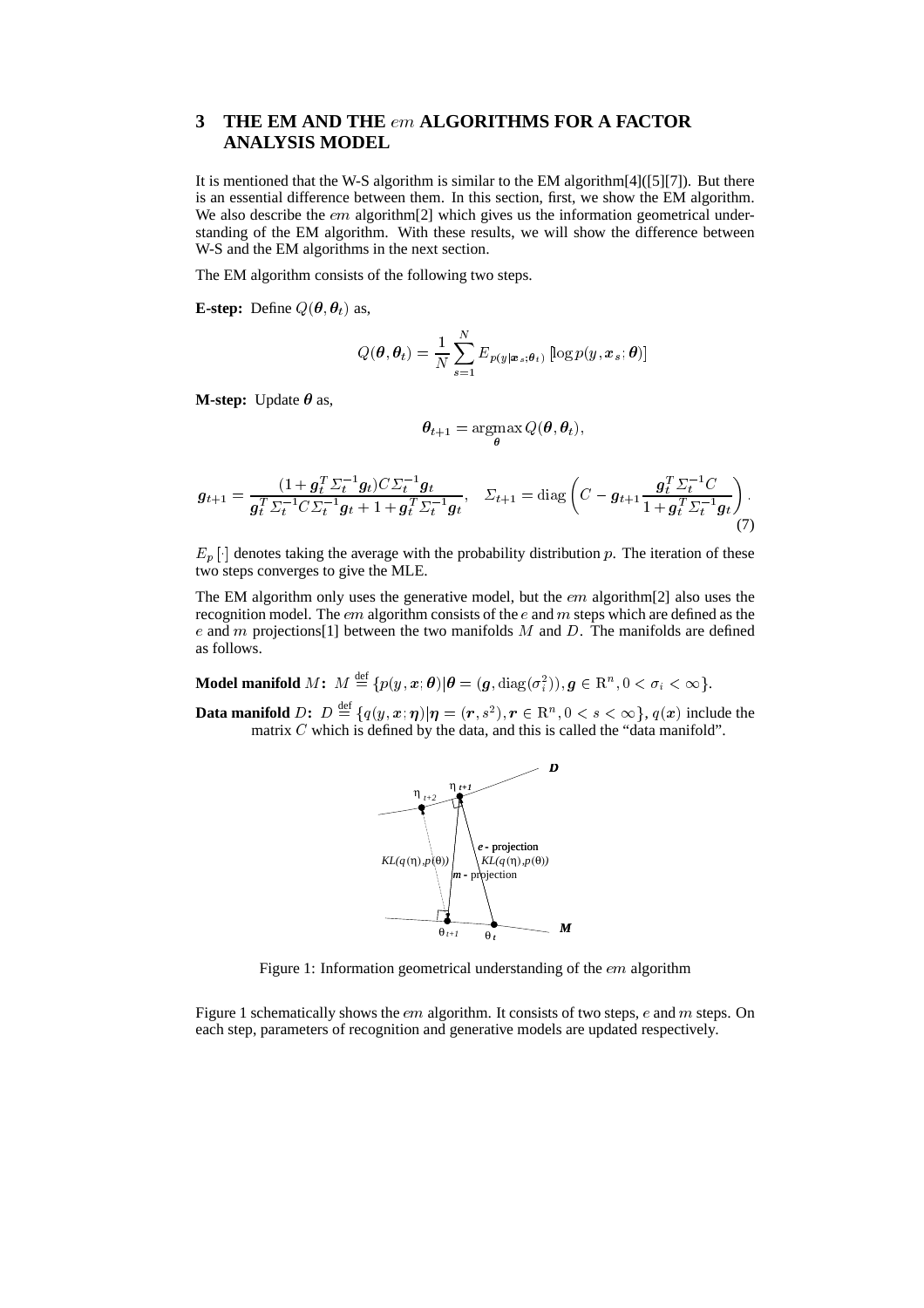## 3 THE EM AND THE $em$ ALGORITHMS FOR A FACTOR ANALYSIS MODEL

It is mentioned that the W-S algorithm is similar to the EM algorithm[4]([5][7]). But there is an essential difference between them. In this section, first, we show the EM algorithm. We also describe the $em$ algorithm[2] which gives us the information geometrical understanding of the EM algorithm. With these results, we will show the difference between W-S and the EM algorithms in the next section.

The EM algorithm consists of the following two steps.

**E-step:** Define $Q(\boldsymbol{\theta}, \boldsymbol{\theta}_t)$ as,

$$Q(\boldsymbol{\theta}, \boldsymbol{\theta}_t) = \frac{1}{N} \sum_{s=1}^{N} E_{p(y|\boldsymbol{x}_s;\boldsymbol{\theta}_t)} \left[ \log p(y, \boldsymbol{x}_s; \boldsymbol{\theta}) \right]$$

**M-step:** Update $\boldsymbol{\theta}$ as,

$$\boldsymbol{\theta}_{t+1} = \operatorname*{argmax}_{\boldsymbol{\theta}} Q(\boldsymbol{\theta}, \boldsymbol{\theta}_t),$$

$$\boldsymbol{g}_{t+1} = \frac{(1 + \boldsymbol{g}_t^T \Sigma_t^{-1} \boldsymbol{g}_t) C \Sigma_t^{-1} \boldsymbol{g}_t}{\boldsymbol{g}_t^T \Sigma_t^{-1} C \Sigma_t^{-1} \boldsymbol{g}_t + 1 + \boldsymbol{g}_t^T \Sigma_t^{-1} \boldsymbol{g}_t}, \quad \Sigma_{t+1} = \mathrm{diag}\left( C - \boldsymbol{g}_{t+1} \frac{\boldsymbol{g}_t^T \Sigma_t^{-1} C}{1 + \boldsymbol{g}_t^T \Sigma_t^{-1} \boldsymbol{g}_t} \right). \tag{7}$$

$E_p[\cdot]$ denotes taking the average with the probability distribution $p$. The iteration of these two steps converges to give the MLE.

The EM algorithm only uses the generative model, but the $em$ algorithm[2] also uses the recognition model. The $em$ algorithm consists of the $e$ and $m$ steps which are defined as the $e$ and $m$ projections[1] between the two manifolds $M$ and $D$. The manifolds are defined as follows.

**Model manifold** $M$**:** $M \stackrel{\mathrm{def}}{=} \{p(y, \boldsymbol{x}; \boldsymbol{\theta}) | \boldsymbol{\theta} = (\boldsymbol{g}, \mathrm{diag}(\sigma_i^2)), \boldsymbol{g} \in \mathrm{R}^n, 0 < \sigma_i < \infty\}$.

**Data manifold** $D$**:** $D \stackrel{\mathrm{def}}{=} \{q(y, \boldsymbol{x}; \boldsymbol{\eta}) | \boldsymbol{\eta} = (\boldsymbol{r}, s^2), \boldsymbol{r} \in \mathrm{R}^n, 0 < s < \infty\}$, $q(\boldsymbol{x})$ include the matrix $C$ which is defined by the data, and this is called the "data manifold".

Figure 1: Information geometrical understanding of the $em$ algorithm

Figure 1 schematically shows the $em$ algorithm. It consists of two steps, $e$ and $m$ steps. On each step, parameters of recognition and generative models are updated respectively.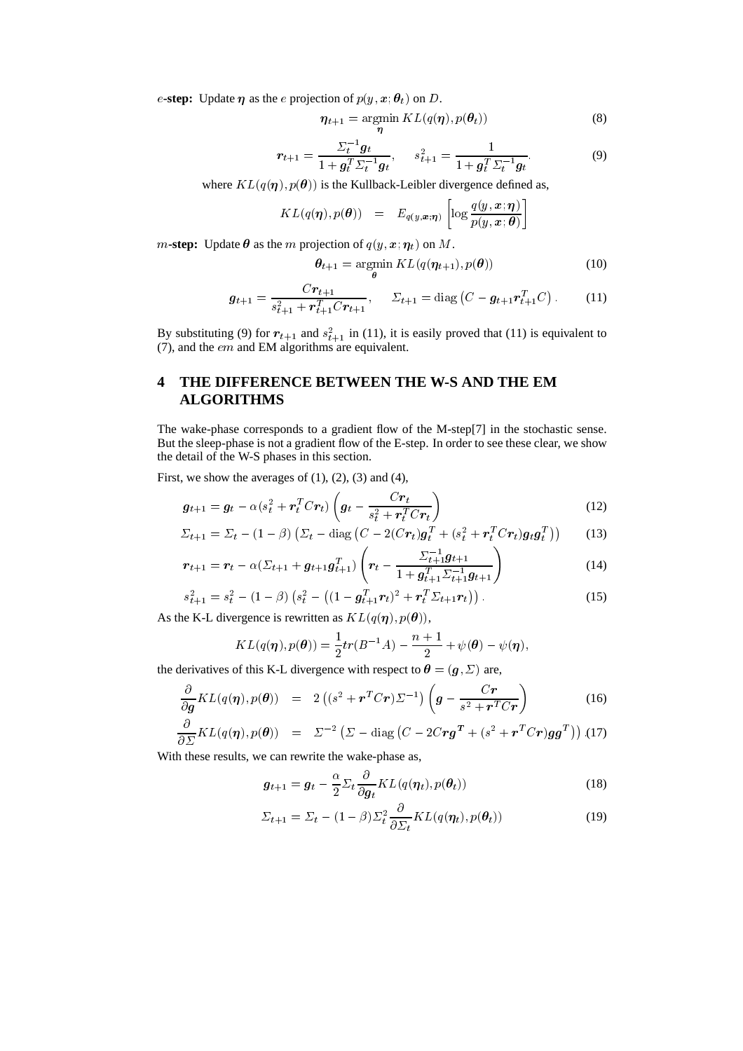**$e$-step:** Update $\boldsymbol{\eta}$ as the $e$ projection of $p(y, \boldsymbol{x}; \boldsymbol{\theta}_t)$ on $D$.

$$\boldsymbol{\eta}_{t+1} = \underset{\boldsymbol{\eta}}{\operatorname{argmin}}\, KL(q(\boldsymbol{\eta}), p(\boldsymbol{\theta}_t)) \tag{8}$$

$$\boldsymbol{r}_{t+1} = \frac{\Sigma_t^{-1}\boldsymbol{g}_t}{1 + \boldsymbol{g}_t^T \Sigma_t^{-1}\boldsymbol{g}_t}, \quad s_{t+1}^2 = \frac{1}{1 + \boldsymbol{g}_t^T \Sigma_t^{-1}\boldsymbol{g}_t}. \tag{9}$$

where $KL(q(\boldsymbol{\eta}), p(\boldsymbol{\theta}))$ is the Kullback-Leibler divergence defined as,

$$KL(q(\boldsymbol{\eta}), p(\boldsymbol{\theta})) = E_{q(y,\boldsymbol{x};\boldsymbol{\eta})}\left[\log \frac{q(y, \boldsymbol{x}; \boldsymbol{\eta})}{p(y, \boldsymbol{x}; \boldsymbol{\theta})}\right]$$

**$m$-step:** Update $\boldsymbol{\theta}$ as the $m$ projection of $q(y, \boldsymbol{x}; \boldsymbol{\eta}_t)$ on $M$.

$$\boldsymbol{\theta}_{t+1} = \underset{\boldsymbol{\theta}}{\operatorname{argmin}}\, KL(q(\boldsymbol{\eta}_{t+1}), p(\boldsymbol{\theta})) \tag{10}$$

$$\boldsymbol{g}_{t+1} = \frac{C\boldsymbol{r}_{t+1}}{s_{t+1}^2 + \boldsymbol{r}_{t+1}^T C\boldsymbol{r}_{t+1}}, \quad \Sigma_{t+1} = \operatorname{diag}\left(C - \boldsymbol{g}_{t+1}\boldsymbol{r}_{t+1}^T C\right). \tag{11}$$

By substituting (9) for $\boldsymbol{r}_{t+1}$ and $s_{t+1}^2$ in (11), it is easily proved that (11) is equivalent to (7), and the $em$ and EM algorithms are equivalent.

## 4 THE DIFFERENCE BETWEEN THE W-S AND THE EM ALGORITHMS

The wake-phase corresponds to a gradient flow of the M-step[7] in the stochastic sense. But the sleep-phase is not a gradient flow of the E-step. In order to see these clear, we show the detail of the W-S phases in this section.

First, we show the averages of (1), (2), (3) and (4),

$$\boldsymbol{g}_{t+1} = \boldsymbol{g}_t - \alpha(s_t^2 + \boldsymbol{r}_t^T C\boldsymbol{r}_t)\left(\boldsymbol{g}_t - \frac{C\boldsymbol{r}_t}{s_t^2 + \boldsymbol{r}_t^T C\boldsymbol{r}_t}\right) \tag{12}$$

$$\Sigma_{t+1} = \Sigma_t - (1-\beta)\left(\Sigma_t - \operatorname{diag}\left(C - 2(C\boldsymbol{r}_t)\boldsymbol{g}_t^T + (s_t^2 + \boldsymbol{r}_t^T C\boldsymbol{r}_t)\boldsymbol{g}_t\boldsymbol{g}_t^T\right)\right) \tag{13}$$

$$\boldsymbol{r}_{t+1} = \boldsymbol{r}_t - \alpha(\Sigma_{t+1} + \boldsymbol{g}_{t+1}\boldsymbol{g}_{t+1}^T)\left(\boldsymbol{r}_t - \frac{\Sigma_{t+1}^{-1}\boldsymbol{g}_{t+1}}{1 + \boldsymbol{g}_{t+1}^T \Sigma_{t+1}^{-1}\boldsymbol{g}_{t+1}}\right) \tag{14}$$

$$s_{t+1}^2 = s_t^2 - (1-\beta)\left(s_t^2 - \left((1 - \boldsymbol{g}_{t+1}^T\boldsymbol{r}_t)^2 + \boldsymbol{r}_t^T\Sigma_{t+1}\boldsymbol{r}_t\right)\right). \tag{15}$$

As the K-L divergence is rewritten as $KL(q(\boldsymbol{\eta}), p(\boldsymbol{\theta}))$,

$$KL(q(\boldsymbol{\eta}), p(\boldsymbol{\theta})) = \frac{1}{2}tr(B^{-1}A) - \frac{n+1}{2} + \psi(\boldsymbol{\theta}) - \psi(\boldsymbol{\eta}),$$

the derivatives of this K-L divergence with respect to $\boldsymbol{\theta} = (\boldsymbol{g}, \Sigma)$ are,

$$\frac{\partial}{\partial \boldsymbol{g}} KL(q(\boldsymbol{\eta}), p(\boldsymbol{\theta})) = 2\left((s^2 + \boldsymbol{r}^T C\boldsymbol{r})\Sigma^{-1}\right)\left(\boldsymbol{g} - \frac{C\boldsymbol{r}}{s^2 + \boldsymbol{r}^T C\boldsymbol{r}}\right) \tag{16}$$

$$\frac{\partial}{\partial \Sigma} KL(q(\boldsymbol{\eta}), p(\boldsymbol{\theta})) = \Sigma^{-2}\left(\Sigma - \operatorname{diag}\left(C - 2C\boldsymbol{r}\boldsymbol{g}^T + (s^2 + \boldsymbol{r}^T C\boldsymbol{r})\boldsymbol{g}\boldsymbol{g}^T\right)\right). \tag{17}$$

With these results, we can rewrite the wake-phase as,

$$\boldsymbol{g}_{t+1} = \boldsymbol{g}_t - \frac{\alpha}{2}\Sigma_t \frac{\partial}{\partial \boldsymbol{g}_t} KL(q(\boldsymbol{\eta}_t), p(\boldsymbol{\theta}_t)) \tag{18}$$

$$\Sigma_{t+1} = \Sigma_t - (1-\beta)\Sigma_t^2 \frac{\partial}{\partial \Sigma_t} KL(q(\boldsymbol{\eta}_t), p(\boldsymbol{\theta}_t)) \tag{19}$$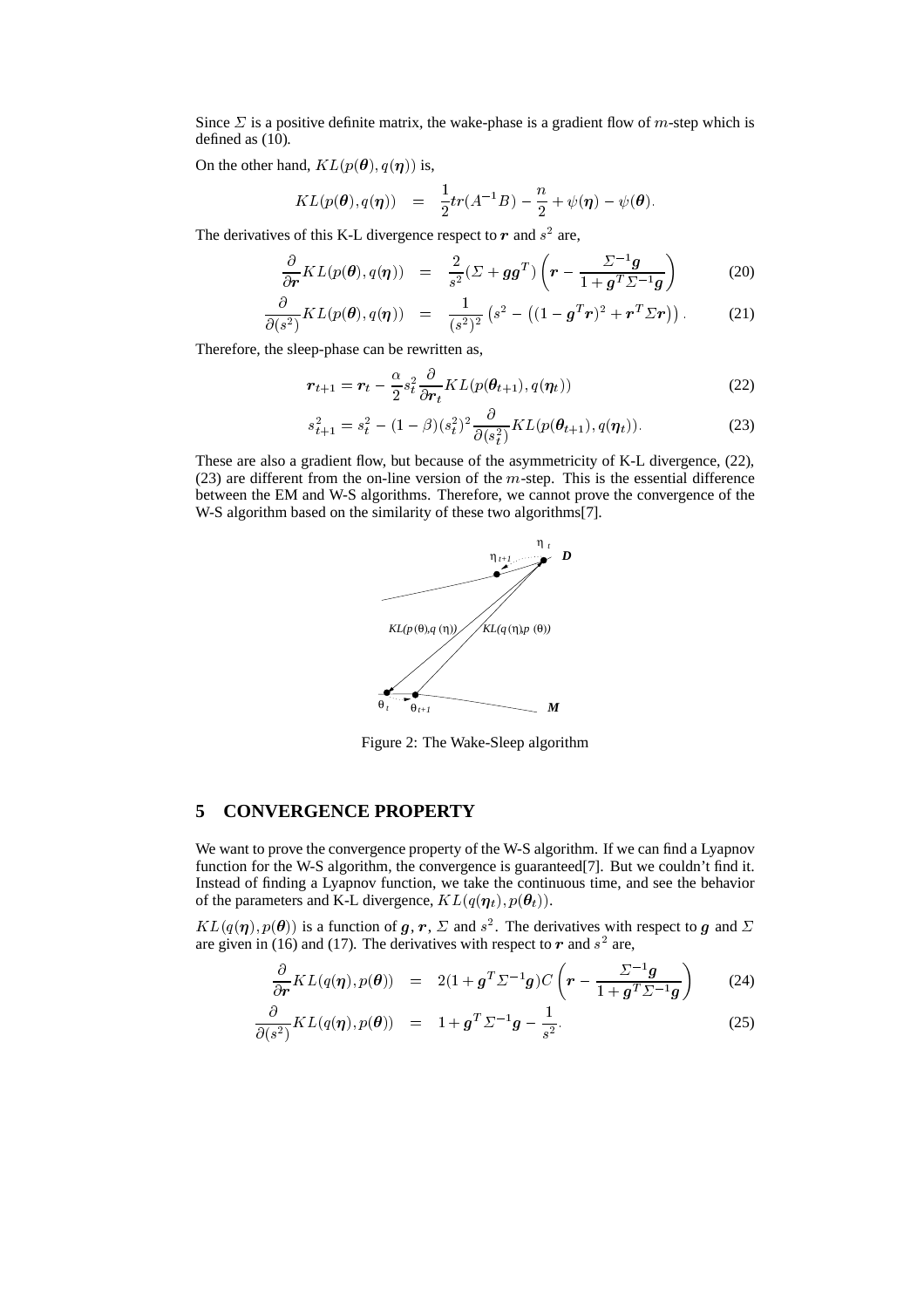Since $\Sigma$ is a positive definite matrix, the wake-phase is a gradient flow of $m$-step which is defined as (10).

On the other hand, $KL(p(\boldsymbol{\theta}), q(\boldsymbol{\eta}))$ is,

$$KL(p(\boldsymbol{\theta}), q(\boldsymbol{\eta})) = \frac{1}{2}tr(A^{-1}B) - \frac{n}{2} + \psi(\boldsymbol{\eta}) - \psi(\boldsymbol{\theta}).$$

The derivatives of this K-L divergence respect to $\boldsymbol{r}$ and $s^2$ are,

$$\frac{\partial}{\partial \boldsymbol{r}} KL(p(\boldsymbol{\theta}), q(\boldsymbol{\eta})) = \frac{2}{s^2}(\Sigma + \boldsymbol{g}\boldsymbol{g}^T)\left(\boldsymbol{r} - \frac{\Sigma^{-1}\boldsymbol{g}}{1 + \boldsymbol{g}^T \Sigma^{-1}\boldsymbol{g}}\right) \tag{20}$$

$$\frac{\partial}{\partial (s^2)} KL(p(\boldsymbol{\theta}), q(\boldsymbol{\eta})) = \frac{1}{(s^2)^2}\left(s^2 - \left((1 - \boldsymbol{g}^T\boldsymbol{r})^2 + \boldsymbol{r}^T \Sigma \boldsymbol{r}\right)\right). \tag{21}$$

Therefore, the sleep-phase can be rewritten as,

$$\boldsymbol{r}_{t+1} = \boldsymbol{r}_t - \frac{\alpha}{2} s_t^2 \frac{\partial}{\partial \boldsymbol{r}_t} KL(p(\boldsymbol{\theta}_{t+1}), q(\boldsymbol{\eta}_t)) \tag{22}$$

$$s_{t+1}^2 = s_t^2 - (1 - \beta)(s_t^2)^2 \frac{\partial}{\partial (s_t^2)} KL(p(\boldsymbol{\theta}_{t+1}), q(\boldsymbol{\eta}_t)). \tag{23}$$

These are also a gradient flow, but because of the asymmetricity of K-L divergence, (22), (23) are different from the on-line version of the $m$-step. This is the essential difference between the EM and W-S algorithms. Therefore, we cannot prove the convergence of the W-S algorithm based on the similarity of these two algorithms[7].

Figure 2: The Wake-Sleep algorithm

## 5 CONVERGENCE PROPERTY

We want to prove the convergence property of the W-S algorithm. If we can find a Lyapnov function for the W-S algorithm, the convergence is guaranteed[7]. But we couldn't find it. Instead of finding a Lyapnov function, we take the continuous time, and see the behavior of the parameters and K-L divergence, $KL(q(\boldsymbol{\eta}_t), p(\boldsymbol{\theta}_t))$.

$KL(q(\boldsymbol{\eta}), p(\boldsymbol{\theta}))$ is a function of $\boldsymbol{g}$, $\boldsymbol{r}$, $\Sigma$ and $s^2$. The derivatives with respect to $\boldsymbol{g}$ and $\Sigma$ are given in (16) and (17). The derivatives with respect to $\boldsymbol{r}$ and $s^2$ are,

$$\frac{\partial}{\partial \boldsymbol{r}} KL(q(\boldsymbol{\eta}), p(\boldsymbol{\theta})) = 2(1 + \boldsymbol{g}^T \Sigma^{-1}\boldsymbol{g})C\left(\boldsymbol{r} - \frac{\Sigma^{-1}\boldsymbol{g}}{1 + \boldsymbol{g}^T \Sigma^{-1}\boldsymbol{g}}\right) \tag{24}$$

$$\frac{\partial}{\partial (s^2)} KL(q(\boldsymbol{\eta}), p(\boldsymbol{\theta})) = 1 + \boldsymbol{g}^T \Sigma^{-1}\boldsymbol{g} - \frac{1}{s^2}. \tag{25}$$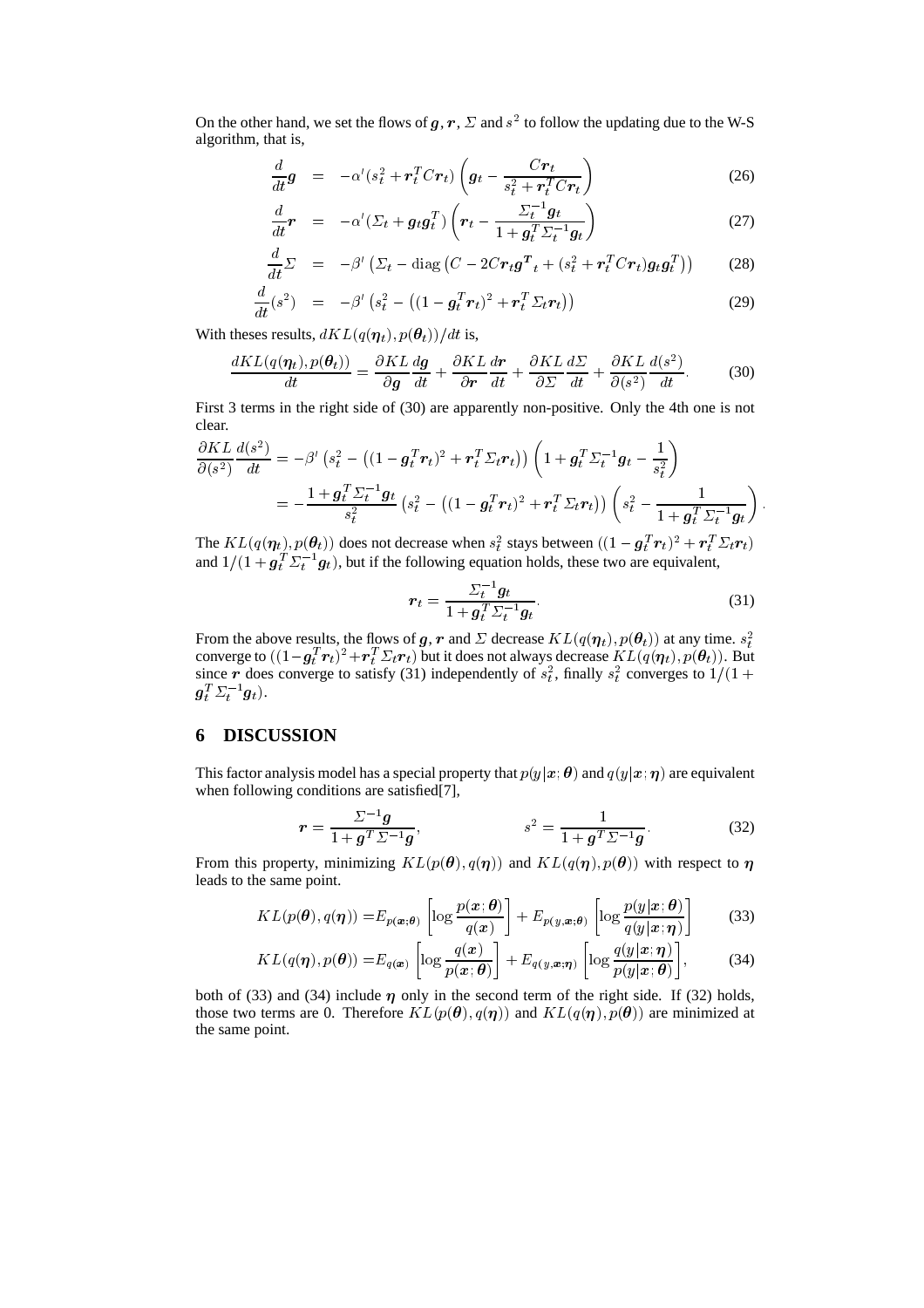On the other hand, we set the flows of $\boldsymbol{g}, \boldsymbol{r}$, $\Sigma$ and $s^2$ to follow the updating due to the W-S algorithm, that is,

$$
\begin{aligned}
\frac{d}{dt}\boldsymbol{g} &= -\alpha'(s_t^2 + \boldsymbol{r}_t^T C \boldsymbol{r}_t)\left(\boldsymbol{g}_t - \frac{C\boldsymbol{r}_t}{s_t^2 + \boldsymbol{r}_t^T C \boldsymbol{r}_t}\right) && (26)\\
\frac{d}{dt}\boldsymbol{r} &= -\alpha'(\Sigma_t + \boldsymbol{g}_t \boldsymbol{g}_t^T)\left(\boldsymbol{r}_t - \frac{\Sigma_t^{-1}\boldsymbol{g}_t}{1 + \boldsymbol{g}_t^T \Sigma_t^{-1}\boldsymbol{g}_t}\right) && (27)\\
\frac{d}{dt}\Sigma &= -\beta'\left(\Sigma_t - \operatorname{diag}\left(C - 2C\boldsymbol{r}_t \boldsymbol{g}^T{}_t + (s_t^2 + \boldsymbol{r}_t^T C \boldsymbol{r}_t)\boldsymbol{g}_t \boldsymbol{g}_t^T\right)\right) && (28)\\
\frac{d}{dt}(s^2) &= -\beta'\left(s_t^2 - \left((1 - \boldsymbol{g}_t^T \boldsymbol{r}_t)^2 + \boldsymbol{r}_t^T \Sigma_t \boldsymbol{r}_t\right)\right) && (29)
\end{aligned}
$$

With theses results, $dKL(q(\boldsymbol{\eta}_t), p(\boldsymbol{\theta}_t))/dt$ is,

$$
\frac{dKL(q(\boldsymbol{\eta}_t), p(\boldsymbol{\theta}_t))}{dt} = \frac{\partial KL}{\partial \boldsymbol{g}}\frac{d\boldsymbol{g}}{dt} + \frac{\partial KL}{\partial \boldsymbol{r}}\frac{d\boldsymbol{r}}{dt} + \frac{\partial KL}{\partial \Sigma}\frac{d\Sigma}{dt} + \frac{\partial KL}{\partial (s^2)}\frac{d(s^2)}{dt}. \qquad (30)
$$

First 3 terms in the right side of (30) are apparently non-positive. Only the 4th one is not clear.

$$
\begin{aligned}
\frac{\partial KL}{\partial (s^2)}\frac{d(s^2)}{dt} &= -\beta'\left(s_t^2 - \left((1 - \boldsymbol{g}_t^T \boldsymbol{r}_t)^2 + \boldsymbol{r}_t^T \Sigma_t \boldsymbol{r}_t\right)\right)\left(1 + \boldsymbol{g}_t^T \Sigma_t^{-1}\boldsymbol{g}_t - \frac{1}{s_t^2}\right)\\
&= -\frac{1 + \boldsymbol{g}_t^T \Sigma_t^{-1}\boldsymbol{g}_t}{s_t^2}\left(s_t^2 - \left((1 - \boldsymbol{g}_t^T \boldsymbol{r}_t)^2 + \boldsymbol{r}_t^T \Sigma_t \boldsymbol{r}_t\right)\right)\left(s_t^2 - \frac{1}{1 + \boldsymbol{g}_t^T \Sigma_t^{-1}\boldsymbol{g}_t}\right).
\end{aligned}
$$

The $KL(q(\boldsymbol{\eta}_t), p(\boldsymbol{\theta}_t))$ does not decrease when $s_t^2$ stays between $((1 - \boldsymbol{g}_t^T \boldsymbol{r}_t)^2 + \boldsymbol{r}_t^T \Sigma_t \boldsymbol{r}_t)$ and $1/(1 + \boldsymbol{g}_t^T \Sigma_t^{-1}\boldsymbol{g}_t)$, but if the following equation holds, these two are equivalent,

$$
\boldsymbol{r}_t = \frac{\Sigma_t^{-1}\boldsymbol{g}_t}{1 + \boldsymbol{g}_t^T \Sigma_t^{-1}\boldsymbol{g}_t}. \qquad (31)
$$

From the above results, the flows of $\boldsymbol{g}, \boldsymbol{r}$ and $\Sigma$ decrease $KL(q(\boldsymbol{\eta}_t), p(\boldsymbol{\theta}_t))$ at any time. $s_t^2$ converge to $((1 - \boldsymbol{g}_t^T \boldsymbol{r}_t)^2 + \boldsymbol{r}_t^T \Sigma_t \boldsymbol{r}_t)$ but it does not always decrease $KL(q(\boldsymbol{\eta}_t), p(\boldsymbol{\theta}_t))$. But since $\boldsymbol{r}$ does converge to satisfy (31) independently of $s_t^2$, finally $s_t^2$ converges to $1/(1 + \boldsymbol{g}_t^T \Sigma_t^{-1}\boldsymbol{g}_t)$.

## 6 DISCUSSION

This factor analysis model has a special property that $p(y|\boldsymbol{x}; \boldsymbol{\theta})$ and $q(y|\boldsymbol{x}; \boldsymbol{\eta})$ are equivalent when following conditions are satisfied[7],

$$
\boldsymbol{r} = \frac{\Sigma^{-1}\boldsymbol{g}}{1 + \boldsymbol{g}^T \Sigma^{-1}\boldsymbol{g}}, \qquad\qquad s^2 = \frac{1}{1 + \boldsymbol{g}^T \Sigma^{-1}\boldsymbol{g}}. \qquad (32)
$$

From this property, minimizing $KL(p(\boldsymbol{\theta}), q(\boldsymbol{\eta}))$ and $KL(q(\boldsymbol{\eta}), p(\boldsymbol{\theta}))$ with respect to $\boldsymbol{\eta}$ leads to the same point.

$$
\begin{aligned}
KL(p(\boldsymbol{\theta}), q(\boldsymbol{\eta})) &= E_{p(\boldsymbol{x}; \boldsymbol{\theta})}\left[\log \frac{p(\boldsymbol{x}; \boldsymbol{\theta})}{q(\boldsymbol{x})}\right] + E_{p(y, \boldsymbol{x}; \boldsymbol{\theta})}\left[\log \frac{p(y|\boldsymbol{x}; \boldsymbol{\theta})}{q(y|\boldsymbol{x}; \boldsymbol{\eta})}\right] && (33)\\
KL(q(\boldsymbol{\eta}), p(\boldsymbol{\theta})) &= E_{q(\boldsymbol{x})}\left[\log \frac{q(\boldsymbol{x})}{p(\boldsymbol{x}; \boldsymbol{\theta})}\right] + E_{q(y, \boldsymbol{x}; \boldsymbol{\eta})}\left[\log \frac{q(y|\boldsymbol{x}; \boldsymbol{\eta})}{p(y|\boldsymbol{x}; \boldsymbol{\theta})}\right], && (34)
\end{aligned}
$$

both of (33) and (34) include $\boldsymbol{\eta}$ only in the second term of the right side. If (32) holds, those two terms are 0. Therefore $KL(p(\boldsymbol{\theta}), q(\boldsymbol{\eta}))$ and $KL(q(\boldsymbol{\eta}), p(\boldsymbol{\theta}))$ are minimized at the same point.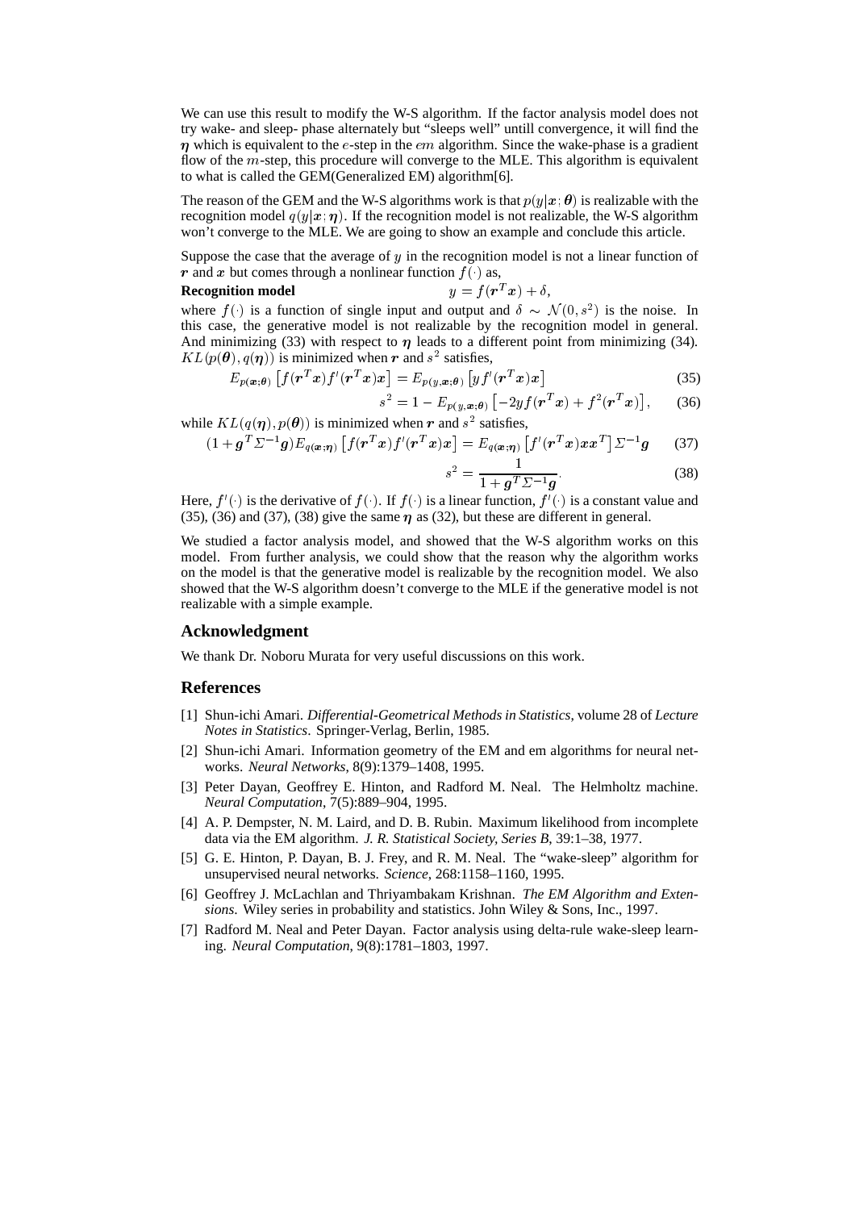We can use this result to modify the W-S algorithm. If the factor analysis model does not try wake- and sleep- phase alternately but "sleeps well" untill convergence, it will find the $\boldsymbol{\eta}$ which is equivalent to the $e$-step in the $em$ algorithm. Since the wake-phase is a gradient flow of the $m$-step, this procedure will converge to the MLE. This algorithm is equivalent to what is called the GEM(Generalized EM) algorithm[6].

The reason of the GEM and the W-S algorithms work is that $p(y|\boldsymbol{x};\boldsymbol{\theta})$ is realizable with the recognition model $q(y|\boldsymbol{x};\boldsymbol{\eta})$. If the recognition model is not realizable, the W-S algorithm won't converge to the MLE. We are going to show an example and conclude this article.

Suppose the case that the average of $y$ in the recognition model is not a linear function of $\boldsymbol{r}$ and $\boldsymbol{x}$ but comes through a nonlinear function $f(\cdot)$ as,

**Recognition model** $\quad y = f(\boldsymbol{r}^T\boldsymbol{x}) + \delta,$

where $f(\cdot)$ is a function of single input and output and $\delta \sim \mathcal{N}(0, s^2)$ is the noise. In this case, the generative model is not realizable by the recognition model in general. And minimizing (33) with respect to $\boldsymbol{\eta}$ leads to a different point from minimizing (34). $KL(p(\boldsymbol{\theta}), q(\boldsymbol{\eta}))$ is minimized when $\boldsymbol{r}$ and $s^2$ satisfies,

$$E_{p(\boldsymbol{x};\boldsymbol{\theta})}\left[f(\boldsymbol{r}^T\boldsymbol{x})f'(\boldsymbol{r}^T\boldsymbol{x})\boldsymbol{x}\right] = E_{p(y,\boldsymbol{x};\boldsymbol{\theta})}\left[y f'(\boldsymbol{r}^T\boldsymbol{x})\boldsymbol{x}\right] \tag{35}$$

$$s^2 = 1 - E_{p(y,\boldsymbol{x};\boldsymbol{\theta})}\left[-2yf(\boldsymbol{r}^T\boldsymbol{x}) + f^2(\boldsymbol{r}^T\boldsymbol{x})\right], \tag{36}$$

while $KL(q(\boldsymbol{\eta}), p(\boldsymbol{\theta}))$ is minimized when $\boldsymbol{r}$ and $s^2$ satisfies,

$$(1 + \boldsymbol{g}^T\Sigma^{-1}\boldsymbol{g})E_{q(\boldsymbol{x};\boldsymbol{\eta})}\left[f(\boldsymbol{r}^T\boldsymbol{x})f'(\boldsymbol{r}^T\boldsymbol{x})\boldsymbol{x}\right] = E_{q(\boldsymbol{x};\boldsymbol{\eta})}\left[f'(\boldsymbol{r}^T\boldsymbol{x})\boldsymbol{x}\boldsymbol{x}^T\right]\Sigma^{-1}\boldsymbol{g} \tag{37}$$

$$s^2 = \frac{1}{1 + \boldsymbol{g}^T\Sigma^{-1}\boldsymbol{g}}. \tag{38}$$

Here, $f'(\cdot)$ is the derivative of $f(\cdot)$. If $f(\cdot)$ is a linear function, $f'(\cdot)$ is a constant value and (35), (36) and (37), (38) give the same $\boldsymbol{\eta}$ as (32), but these are different in general.

We studied a factor analysis model, and showed that the W-S algorithm works on this model. From further analysis, we could show that the reason why the algorithm works on the model is that the generative model is realizable by the recognition model. We also showed that the W-S algorithm doesn't converge to the MLE if the generative model is not realizable with a simple example.

## Acknowledgment

We thank Dr. Noboru Murata for very useful discussions on this work.

## References

[1] Shun-ichi Amari. *Differential-Geometrical Methods in Statistics*, volume 28 of *Lecture Notes in Statistics*. Springer-Verlag, Berlin, 1985.

[2] Shun-ichi Amari. Information geometry of the EM and em algorithms for neural networks. *Neural Networks*, 8(9):1379–1408, 1995.

[3] Peter Dayan, Geoffrey E. Hinton, and Radford M. Neal. The Helmholtz machine. *Neural Computation*, 7(5):889–904, 1995.

[4] A. P. Dempster, N. M. Laird, and D. B. Rubin. Maximum likelihood from incomplete data via the EM algorithm. *J. R. Statistical Society, Series B*, 39:1–38, 1977.

[5] G. E. Hinton, P. Dayan, B. J. Frey, and R. M. Neal. The "wake-sleep" algorithm for unsupervised neural networks. *Science*, 268:1158–1160, 1995.

[6] Geoffrey J. McLachlan and Thriyambakam Krishnan. *The EM Algorithm and Extensions*. Wiley series in probability and statistics. John Wiley & Sons, Inc., 1997.

[7] Radford M. Neal and Peter Dayan. Factor analysis using delta-rule wake-sleep learning. *Neural Computation*, 9(8):1781–1803, 1997.